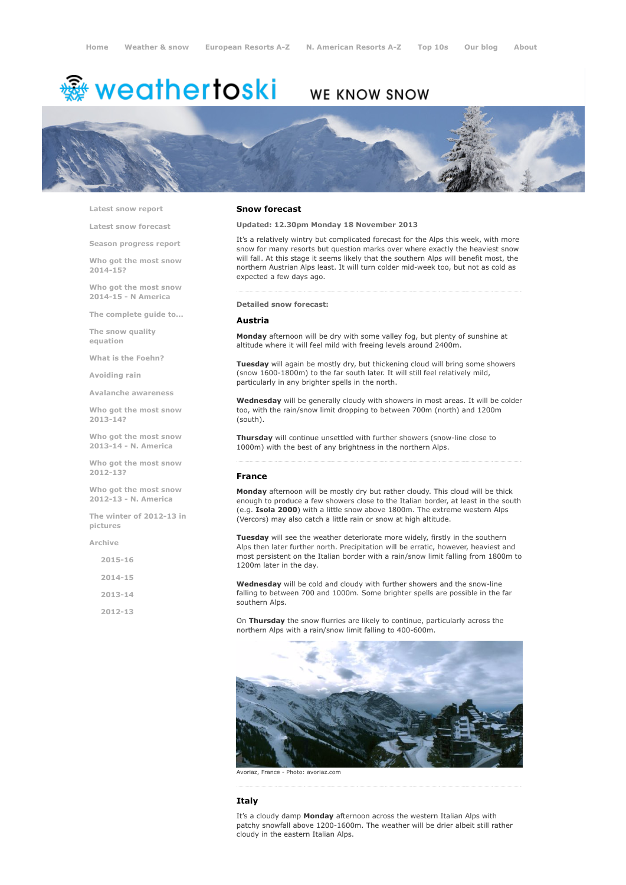Home · Weather & snow · European Resorts A-Z · N. American Resorts A-Z · Top 10s · Our blog · About

weathertoski

WE KNOW SNOW

- Latest snow report
- Latest snow forecast
- Season progress report
- Who got the most snow 2014-15?
- Who got the most snow 2014-15 - N America
- The complete guide to...
- The snow quality equation
- What is the Foehn?
- Avoiding rain
- Avalanche awareness
- Who got the most snow 2013-14?
- Who got the most snow 2013-14 - N. America
- Who got the most snow 2012-13?
- Who got the most snow 2012-13 - N. America
- The winter of 2012-13 in pictures
- Archive
  - 2015-16
  - 2014-15
  - 2013-14
  - 2012-13

## Snow forecast

**Updated: 12.30pm Monday 18 November 2013**

It's a relatively wintry but complicated forecast for the Alps this week, with more snow for many resorts but question marks over where exactly the heaviest snow will fall. At this stage it seems likely that the southern Alps will benefit most, the northern Austrian Alps least. It will turn colder mid-week too, but not as cold as expected a few days ago.

**Detailed snow forecast:**

### Austria

**Monday** afternoon will be dry with some valley fog, but plenty of sunshine at altitude where it will feel mild with freeing levels around 2400m.

**Tuesday** will again be mostly dry, but thickening cloud will bring some showers (snow 1600-1800m) to the far south later. It will still feel relatively mild, particularly in any brighter spells in the north.

**Wednesday** will be generally cloudy with showers in most areas. It will be colder too, with the rain/snow limit dropping to between 700m (north) and 1200m (south).

**Thursday** will continue unsettled with further showers (snow-line close to 1000m) with the best of any brightness in the northern Alps.

### France

**Monday** afternoon will be mostly dry but rather cloudy. This cloud will be thick enough to produce a few showers close to the Italian border, at least in the south (e.g. **Isola 2000**) with a little snow above 1800m. The extreme western Alps (Vercors) may also catch a little rain or snow at high altitude.

**Tuesday** will see the weather deteriorate more widely, firstly in the southern Alps then later further north. Precipitation will be erratic, however, heaviest and most persistent on the Italian border with a rain/snow limit falling from 1800m to 1200m later in the day.

**Wednesday** will be cold and cloudy with further showers and the snow-line falling to between 700 and 1000m. Some brighter spells are possible in the far southern Alps.

On **Thursday** the snow flurries are likely to continue, particularly across the northern Alps with a rain/snow limit falling to 400-600m.

Avoriaz, France - Photo: avoriaz.com

### Italy

It's a cloudy damp **Monday** afternoon across the western Italian Alps with patchy snowfall above 1200-1600m. The weather will be drier albeit still rather cloudy in the eastern Italian Alps.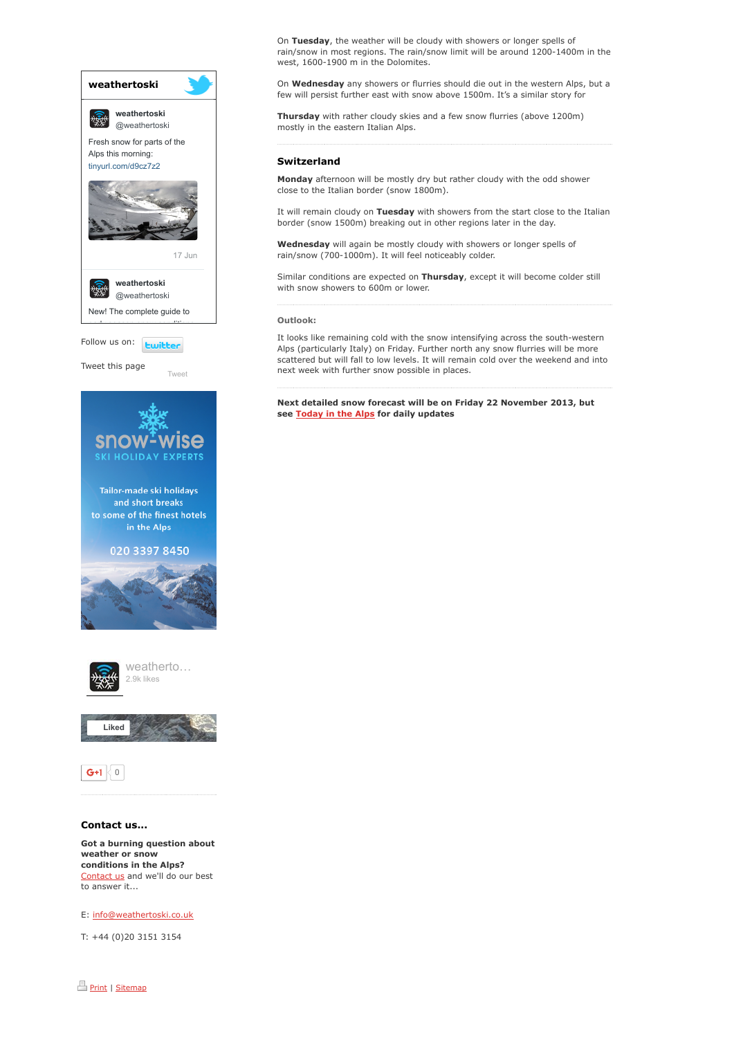On **Tuesday**, the weather will be cloudy with showers or longer spells of rain/snow in most regions. The rain/snow limit will be around 1200-1400m in the west, 1600-1900 m in the Dolomites.

On **Wednesday** any showers or flurries should die out in the western Alps, but a few will persist further east with snow above 1500m. It's a similar story for

**Thursday** with rather cloudy skies and a few snow flurries (above 1200m) mostly in the eastern Italian Alps.

### Switzerland

**Monday** afternoon will be mostly dry but rather cloudy with the odd shower close to the Italian border (snow 1800m).

It will remain cloudy on **Tuesday** with showers from the start close to the Italian border (snow 1500m) breaking out in other regions later in the day.

**Wednesday** will again be mostly cloudy with showers or longer spells of rain/snow (700-1000m). It will feel noticeably colder.

Similar conditions are expected on **Thursday**, except it will become colder still with snow showers to 600m or lower.

**Outlook:**

It looks like remaining cold with the snow intensifying across the south-western Alps (particularly Italy) on Friday. Further north any snow flurries will be more scattered but will fall to low levels. It will remain cold over the weekend and into next week with further snow possible in places.

**Next detailed snow forecast will be on Friday 22 November 2013, but see Today in the Alps for daily updates**

**weathertoski**

weathertoski @weathertoski

Fresh snow for parts of the Alps this morning: tinyurl.com/d9cz7z2

17 Jun

weathertoski @weathertoski

New! The complete guide to

Follow us on: twitter

Tweet this page

Tweet

snow-wise SKI HOLIDAY EXPERTS

Tailor-made ski holidays and short breaks to some of the finest hotels in the Alps

020 3397 8450

weatherto… 2.9k likes

Liked

G+1 0

### Contact us...

**Got a burning question about weather or snow conditions in the Alps?**
Contact us and we'll do our best to answer it...

E: info@weathertoski.co.uk

T: +44 (0)20 3151 3154

Print | Sitemap